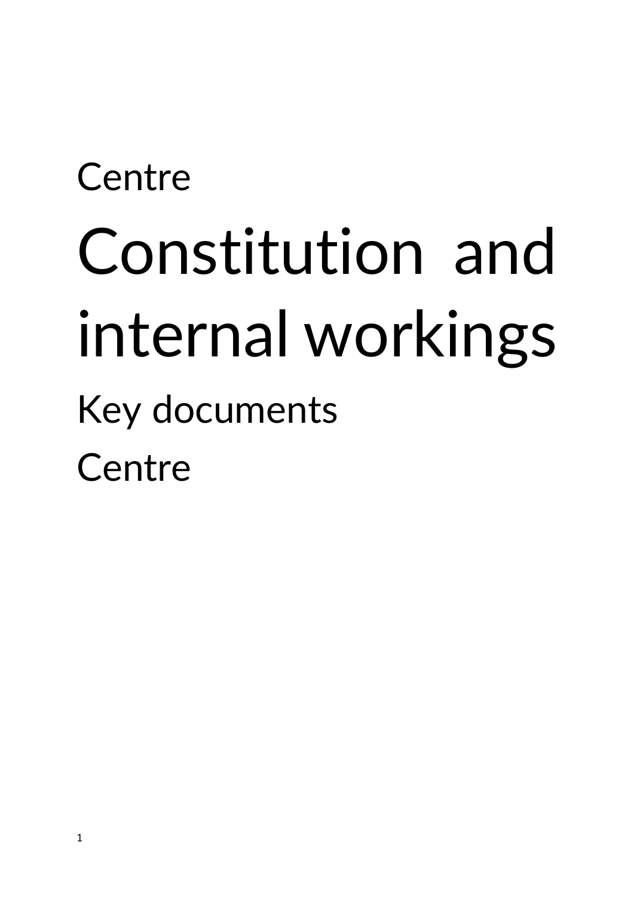Centre

# Constitution and internal workings

Key documents

Centre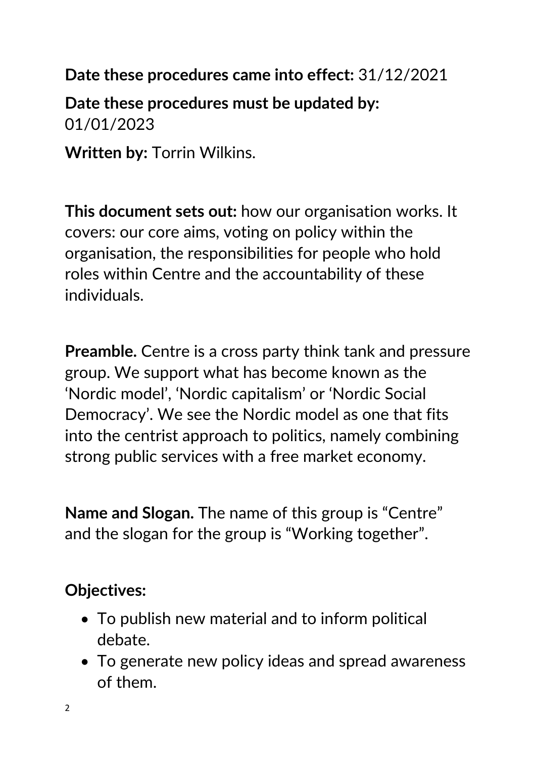**Date these procedures came into effect:** 31/12/2021

**Date these procedures must be updated by:** 01/01/2023

**Written by:** Torrin Wilkins.

**This document sets out:** how our organisation works. It covers: our core aims, voting on policy within the organisation, the responsibilities for people who hold roles within Centre and the accountability of these individuals.

**Preamble.** Centre is a cross party think tank and pressure group. We support what has become known as the 'Nordic model', 'Nordic capitalism' or 'Nordic Social Democracy'. We see the Nordic model as one that fits into the centrist approach to politics, namely combining strong public services with a free market economy.

**Name and Slogan.** The name of this group is "Centre" and the slogan for the group is "Working together".

**Objectives:**

- To publish new material and to inform political debate.
- To generate new policy ideas and spread awareness of them.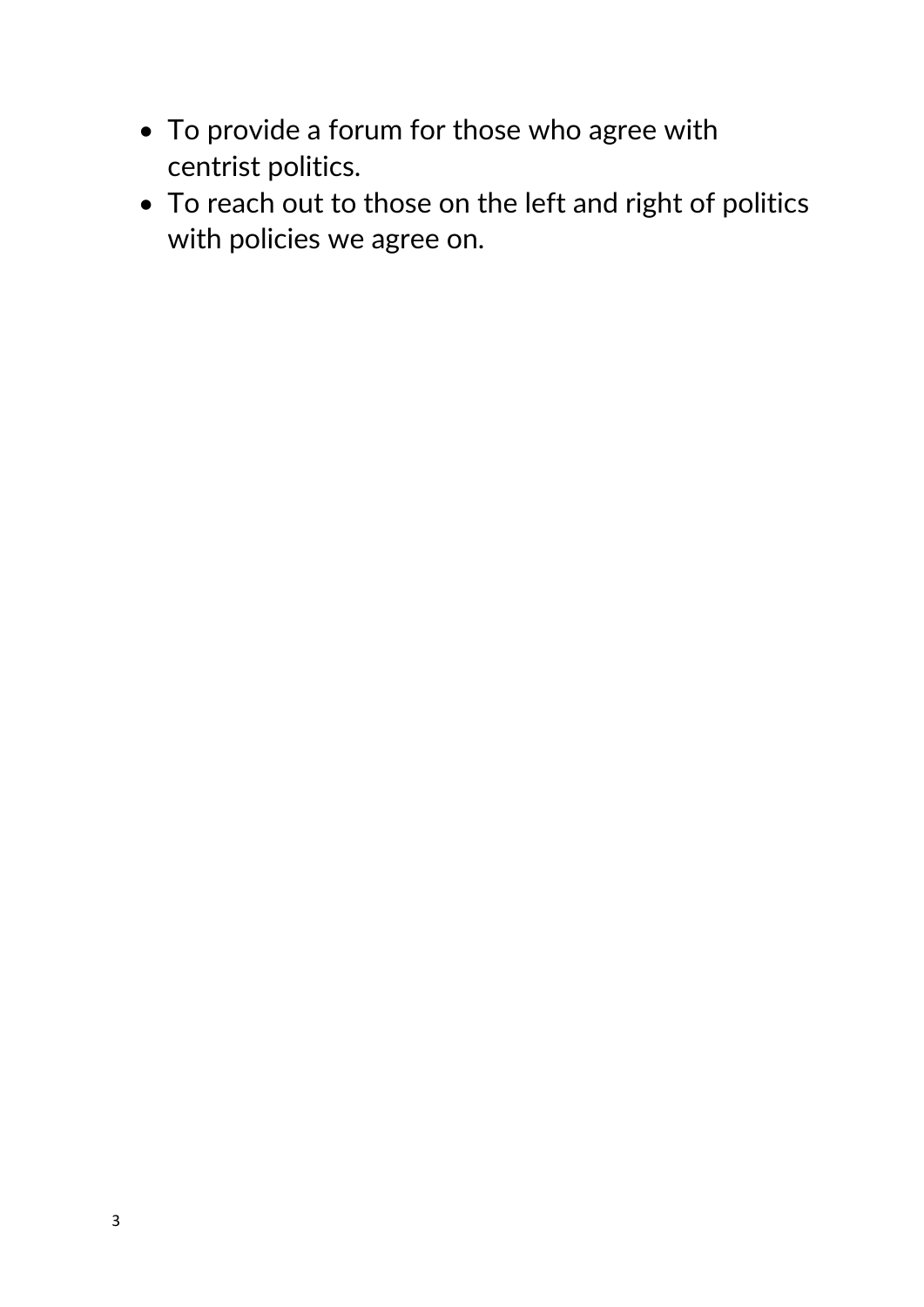- To provide a forum for those who agree with centrist politics.
- To reach out to those on the left and right of politics with policies we agree on.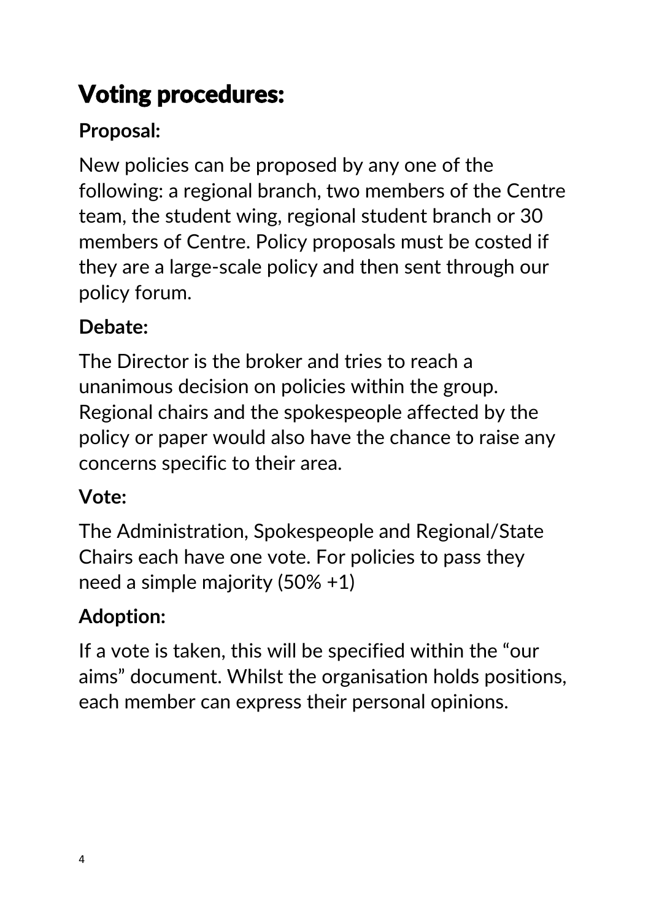# Voting procedures:

**Proposal:**

New policies can be proposed by any one of the following: a regional branch, two members of the Centre team, the student wing, regional student branch or 30 members of Centre. Policy proposals must be costed if they are a large-scale policy and then sent through our policy forum.

**Debate:**

The Director is the broker and tries to reach a unanimous decision on policies within the group. Regional chairs and the spokespeople affected by the policy or paper would also have the chance to raise any concerns specific to their area.

**Vote:**

The Administration, Spokespeople and Regional/State Chairs each have one vote. For policies to pass they need a simple majority (50% +1)

**Adoption:**

If a vote is taken, this will be specified within the "our aims" document. Whilst the organisation holds positions, each member can express their personal opinions.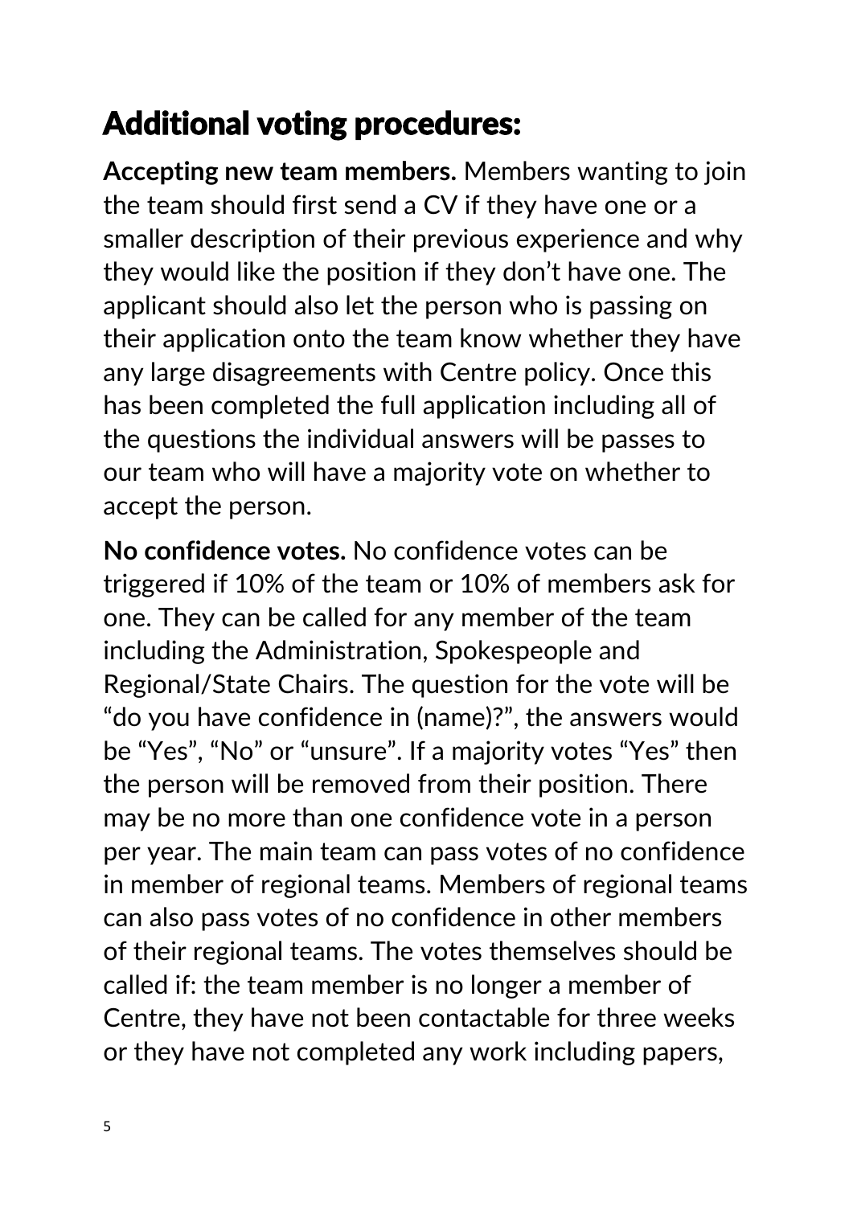## Additional voting procedures:

**Accepting new team members.** Members wanting to join the team should first send a CV if they have one or a smaller description of their previous experience and why they would like the position if they don't have one. The applicant should also let the person who is passing on their application onto the team know whether they have any large disagreements with Centre policy. Once this has been completed the full application including all of the questions the individual answers will be passes to our team who will have a majority vote on whether to accept the person.

**No confidence votes.** No confidence votes can be triggered if 10% of the team or 10% of members ask for one. They can be called for any member of the team including the Administration, Spokespeople and Regional/State Chairs. The question for the vote will be "do you have confidence in (name)?", the answers would be "Yes", "No" or "unsure". If a majority votes "Yes" then the person will be removed from their position. There may be no more than one confidence vote in a person per year. The main team can pass votes of no confidence in member of regional teams. Members of regional teams can also pass votes of no confidence in other members of their regional teams. The votes themselves should be called if: the team member is no longer a member of Centre, they have not been contactable for three weeks or they have not completed any work including papers,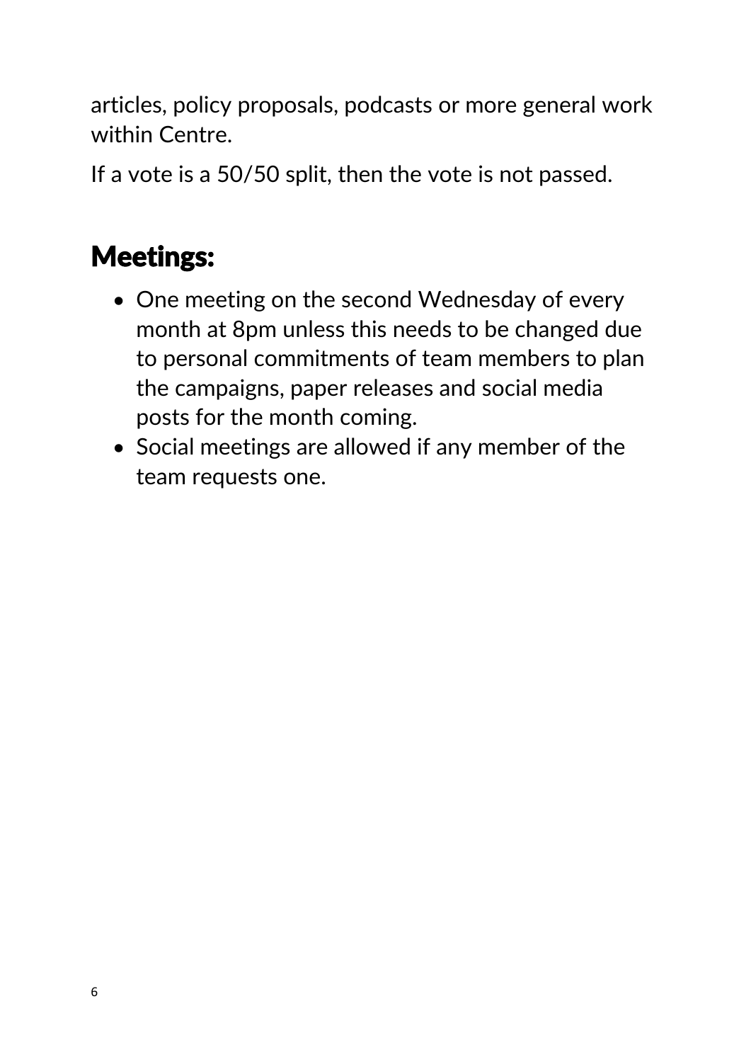articles, policy proposals, podcasts or more general work within Centre.

If a vote is a 50/50 split, then the vote is not passed.

## Meetings:

- One meeting on the second Wednesday of every month at 8pm unless this needs to be changed due to personal commitments of team members to plan the campaigns, paper releases and social media posts for the month coming.
- Social meetings are allowed if any member of the team requests one.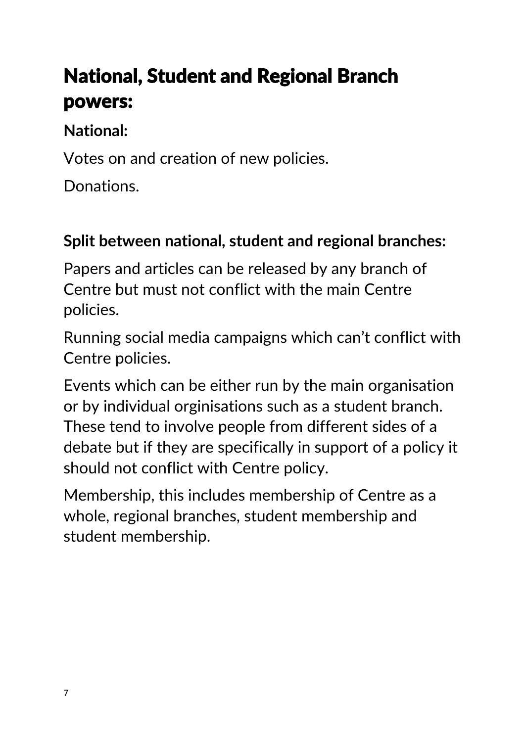## National, Student and Regional Branch powers:

**National:**

Votes on and creation of new policies.

Donations.

**Split between national, student and regional branches:**

Papers and articles can be released by any branch of Centre but must not conflict with the main Centre policies.

Running social media campaigns which can't conflict with Centre policies.

Events which can be either run by the main organisation or by individual orginisations such as a student branch. These tend to involve people from different sides of a debate but if they are specifically in support of a policy it should not conflict with Centre policy.

Membership, this includes membership of Centre as a whole, regional branches, student membership and student membership.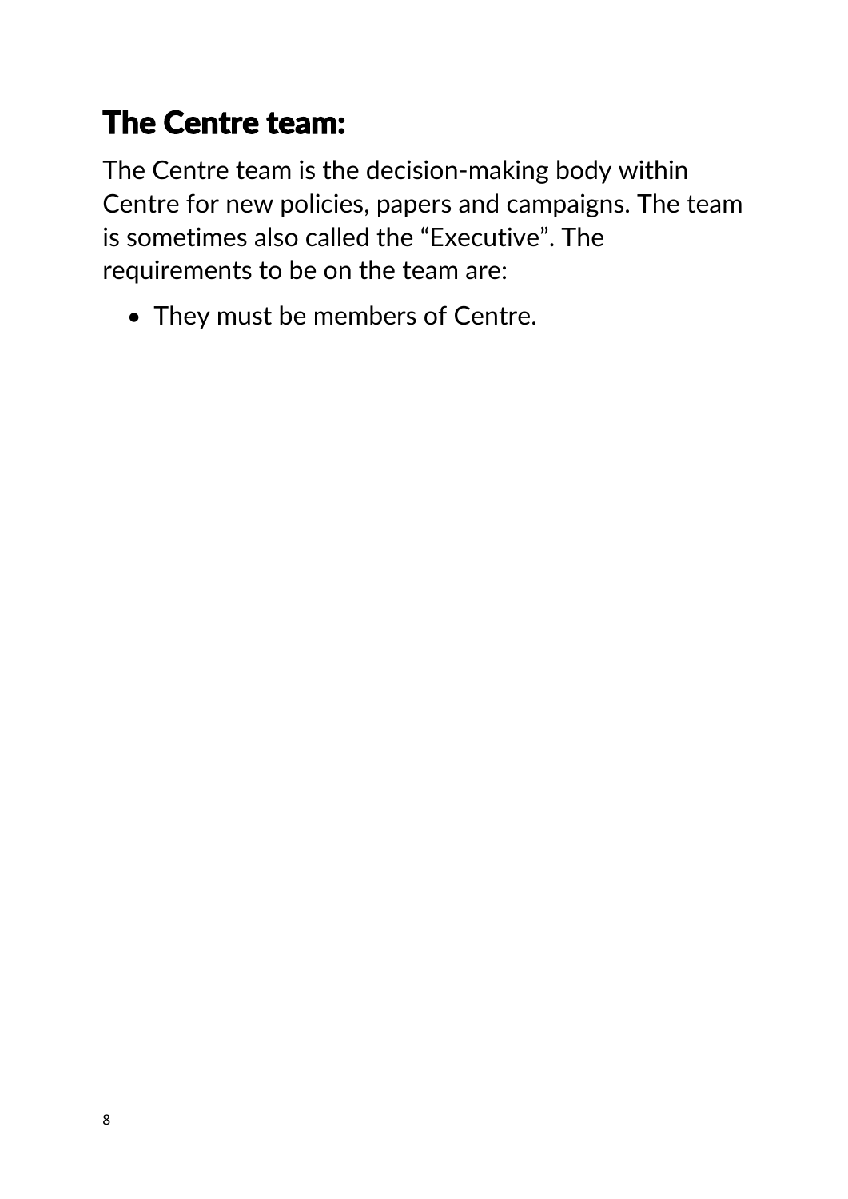## The Centre team:

The Centre team is the decision-making body within Centre for new policies, papers and campaigns. The team is sometimes also called the "Executive". The requirements to be on the team are:

- They must be members of Centre.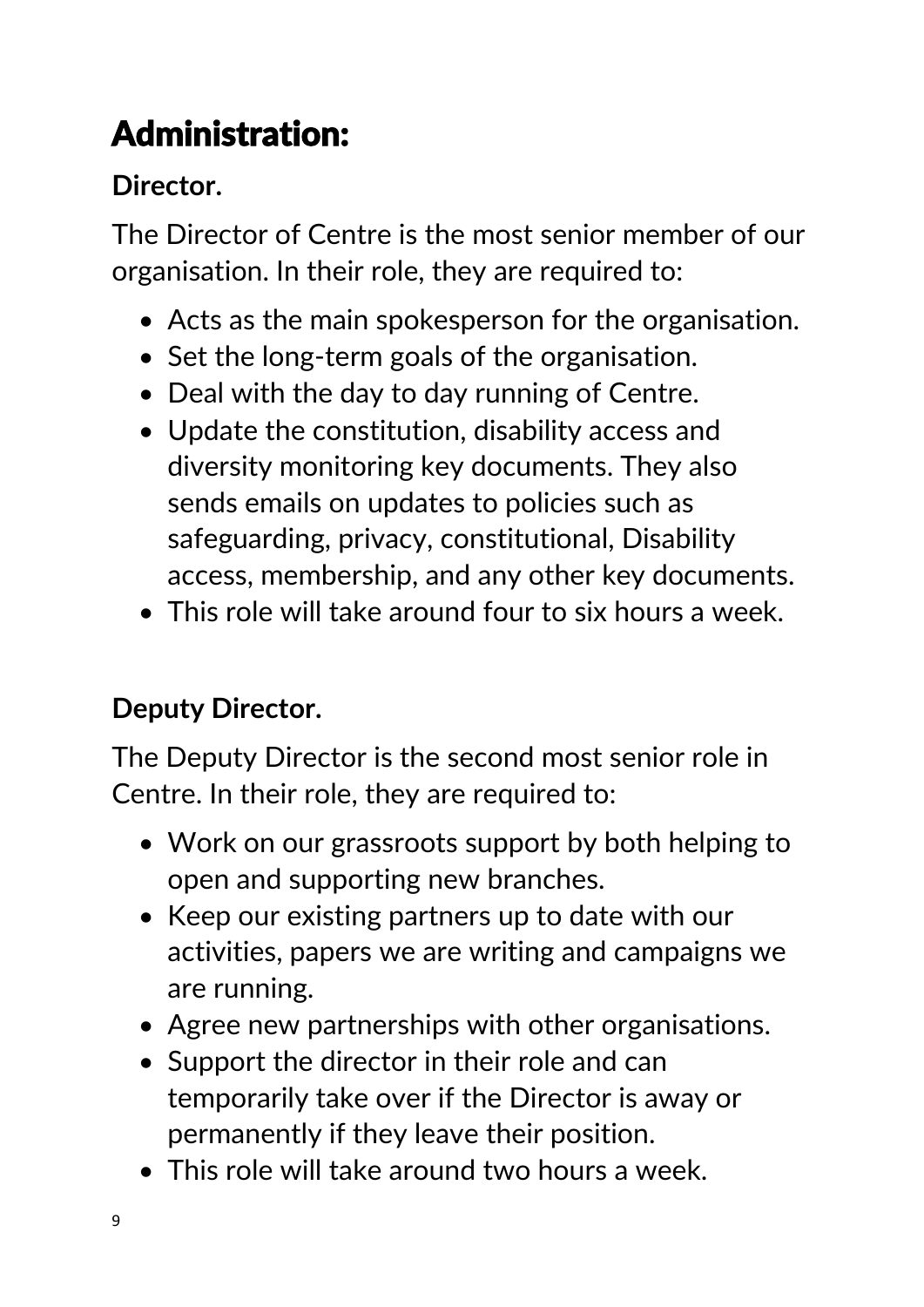# Administration:

## Director.

The Director of Centre is the most senior member of our organisation. In their role, they are required to:

- Acts as the main spokesperson for the organisation.
- Set the long-term goals of the organisation.
- Deal with the day to day running of Centre.
- Update the constitution, disability access and diversity monitoring key documents. They also sends emails on updates to policies such as safeguarding, privacy, constitutional, Disability access, membership, and any other key documents.
- This role will take around four to six hours a week.

## Deputy Director.

The Deputy Director is the second most senior role in Centre. In their role, they are required to:

- Work on our grassroots support by both helping to open and supporting new branches.
- Keep our existing partners up to date with our activities, papers we are writing and campaigns we are running.
- Agree new partnerships with other organisations.
- Support the director in their role and can temporarily take over if the Director is away or permanently if they leave their position.
- This role will take around two hours a week.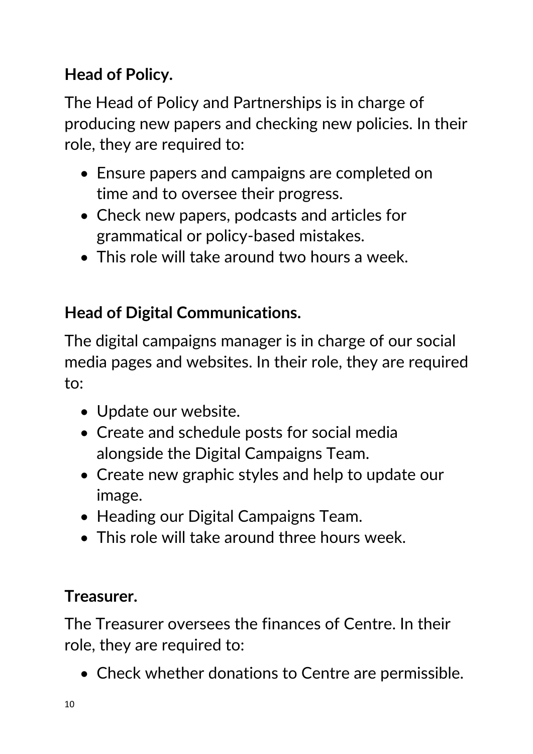**Head of Policy.**

The Head of Policy and Partnerships is in charge of producing new papers and checking new policies. In their role, they are required to:

- Ensure papers and campaigns are completed on time and to oversee their progress.
- Check new papers, podcasts and articles for grammatical or policy-based mistakes.
- This role will take around two hours a week.

**Head of Digital Communications.**

The digital campaigns manager is in charge of our social media pages and websites. In their role, they are required to:

- Update our website.
- Create and schedule posts for social media alongside the Digital Campaigns Team.
- Create new graphic styles and help to update our image.
- Heading our Digital Campaigns Team.
- This role will take around three hours week.

**Treasurer.**

The Treasurer oversees the finances of Centre. In their role, they are required to:

- Check whether donations to Centre are permissible.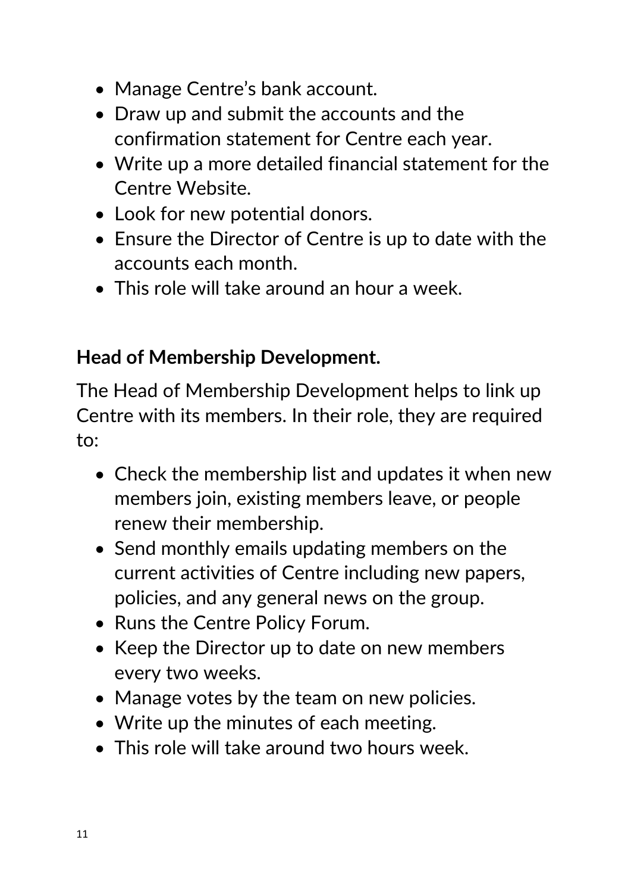- Manage Centre's bank account.
- Draw up and submit the accounts and the confirmation statement for Centre each year.
- Write up a more detailed financial statement for the Centre Website.
- Look for new potential donors.
- Ensure the Director of Centre is up to date with the accounts each month.
- This role will take around an hour a week.

**Head of Membership Development.**

The Head of Membership Development helps to link up Centre with its members. In their role, they are required to:

- Check the membership list and updates it when new members join, existing members leave, or people renew their membership.
- Send monthly emails updating members on the current activities of Centre including new papers, policies, and any general news on the group.
- Runs the Centre Policy Forum.
- Keep the Director up to date on new members every two weeks.
- Manage votes by the team on new policies.
- Write up the minutes of each meeting.
- This role will take around two hours week.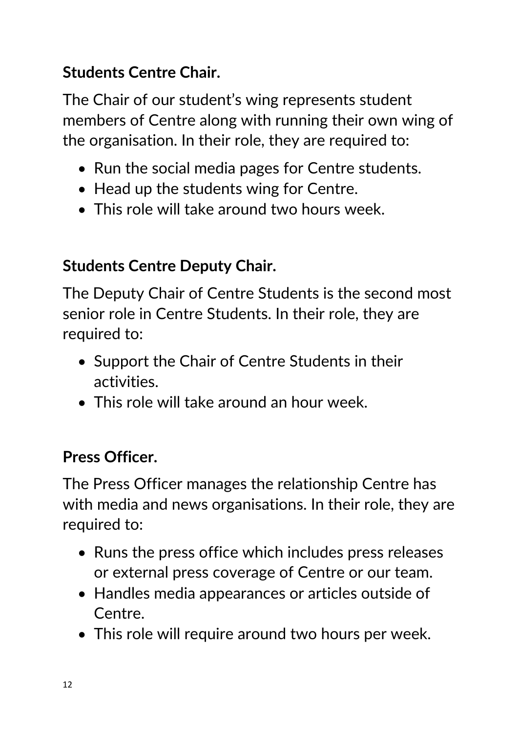**Students Centre Chair.**

The Chair of our student's wing represents student members of Centre along with running their own wing of the organisation. In their role, they are required to:

- Run the social media pages for Centre students.
- Head up the students wing for Centre.
- This role will take around two hours week.

**Students Centre Deputy Chair.**

The Deputy Chair of Centre Students is the second most senior role in Centre Students. In their role, they are required to:

- Support the Chair of Centre Students in their activities.
- This role will take around an hour week.

**Press Officer.**

The Press Officer manages the relationship Centre has with media and news organisations. In their role, they are required to:

- Runs the press office which includes press releases or external press coverage of Centre or our team.
- Handles media appearances or articles outside of Centre.
- This role will require around two hours per week.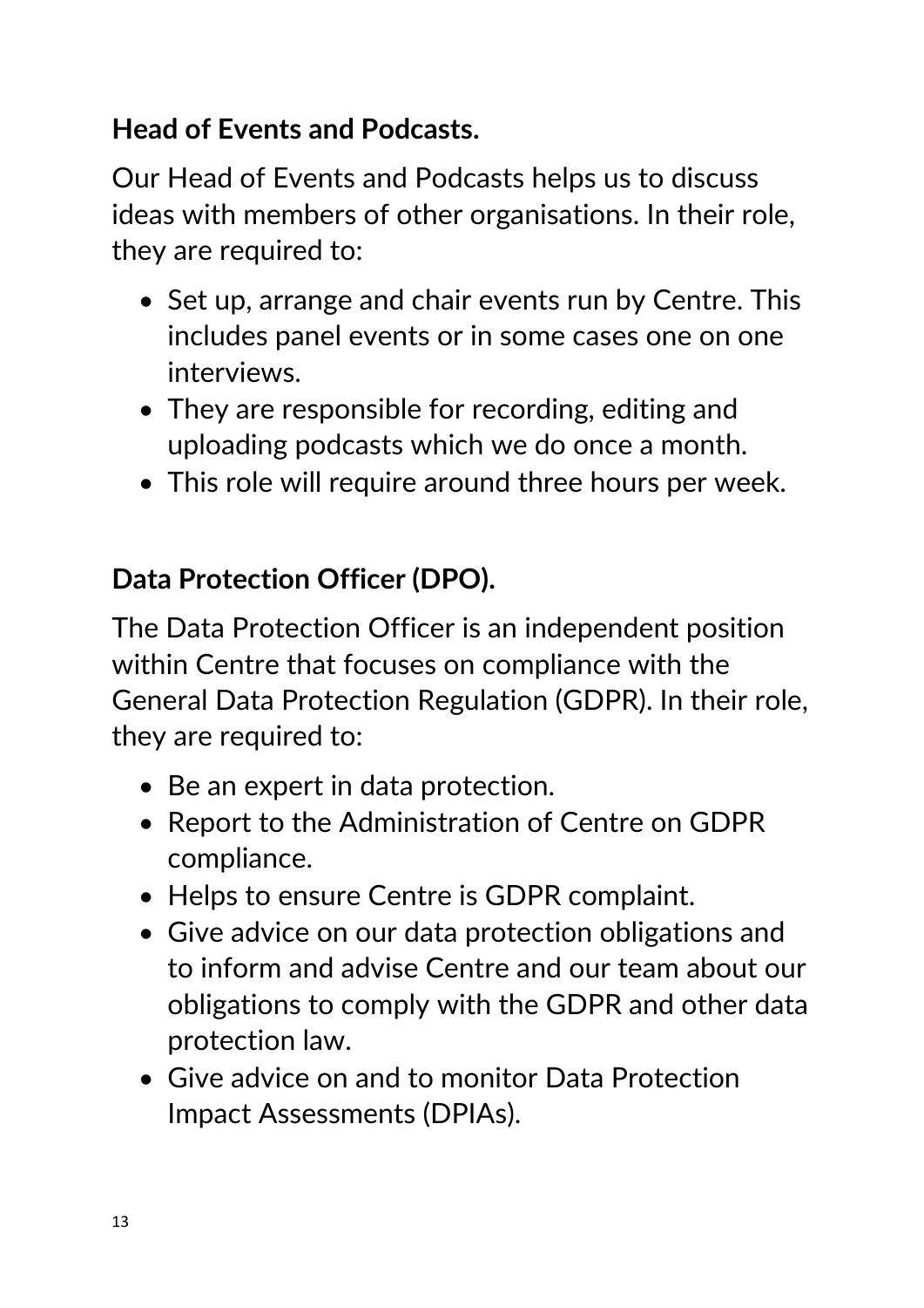**Head of Events and Podcasts.**

Our Head of Events and Podcasts helps us to discuss ideas with members of other organisations. In their role, they are required to:

- Set up, arrange and chair events run by Centre. This includes panel events or in some cases one on one interviews.
- They are responsible for recording, editing and uploading podcasts which we do once a month.
- This role will require around three hours per week.

**Data Protection Officer (DPO).**

The Data Protection Officer is an independent position within Centre that focuses on compliance with the General Data Protection Regulation (GDPR). In their role, they are required to:

- Be an expert in data protection.
- Report to the Administration of Centre on GDPR compliance.
- Helps to ensure Centre is GDPR complaint.
- Give advice on our data protection obligations and to inform and advise Centre and our team about our obligations to comply with the GDPR and other data protection law.
- Give advice on and to monitor Data Protection Impact Assessments (DPIAs).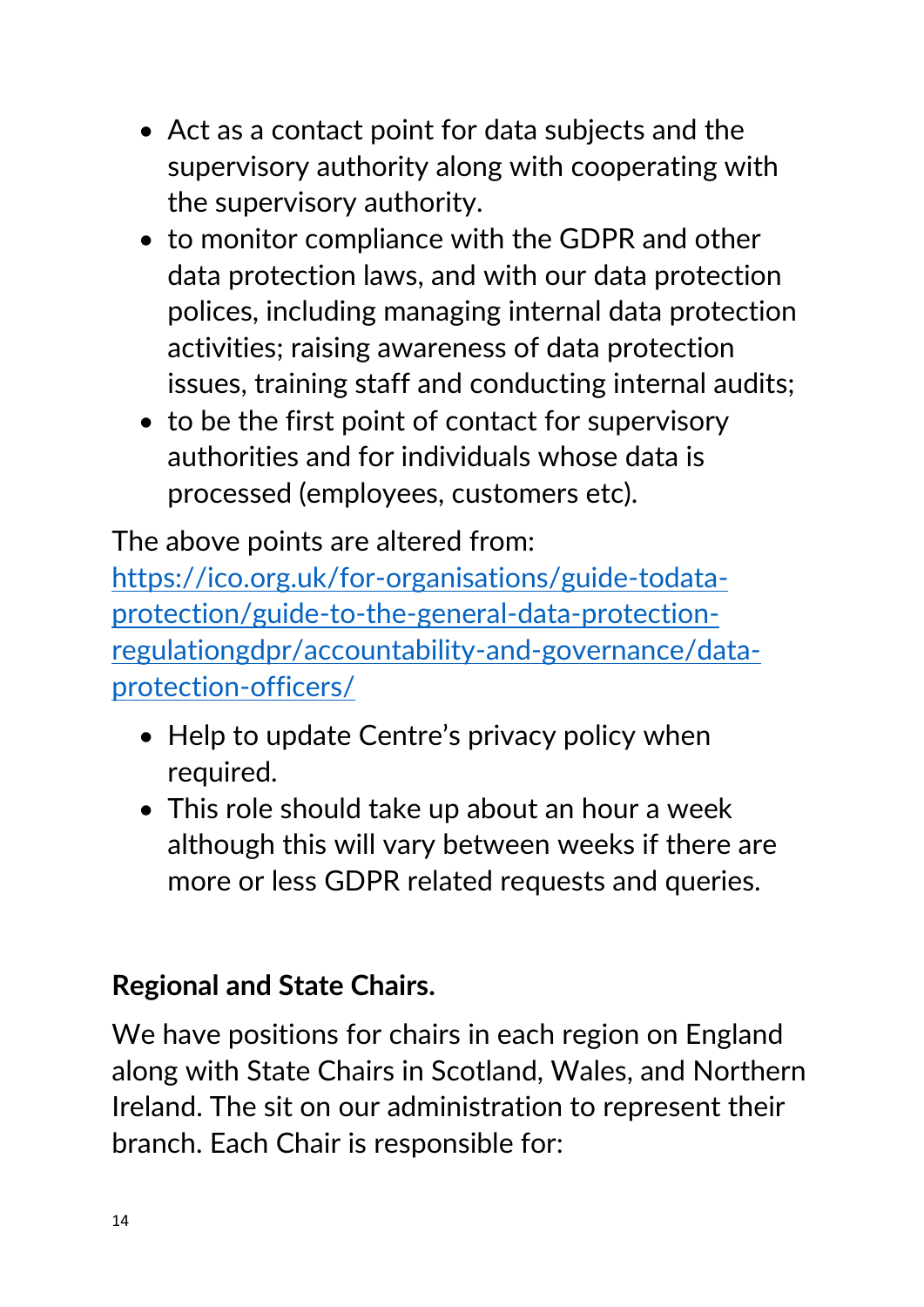- Act as a contact point for data subjects and the supervisory authority along with cooperating with the supervisory authority.
- to monitor compliance with the GDPR and other data protection laws, and with our data protection polices, including managing internal data protection activities; raising awareness of data protection issues, training staff and conducting internal audits;
- to be the first point of contact for supervisory authorities and for individuals whose data is processed (employees, customers etc).

The above points are altered from: https://ico.org.uk/for-organisations/guide-todata-protection/guide-to-the-general-data-protection-regulationgdpr/accountability-and-governance/data-protection-officers/

- Help to update Centre's privacy policy when required.
- This role should take up about an hour a week although this will vary between weeks if there are more or less GDPR related requests and queries.

**Regional and State Chairs.**

We have positions for chairs in each region on England along with State Chairs in Scotland, Wales, and Northern Ireland. The sit on our administration to represent their branch. Each Chair is responsible for: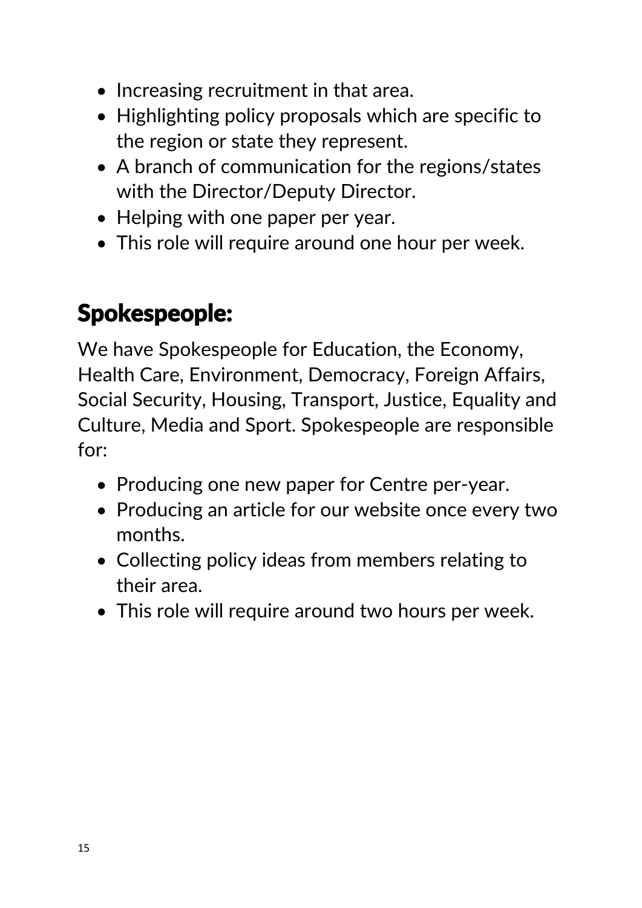- Increasing recruitment in that area.
- Highlighting policy proposals which are specific to the region or state they represent.
- A branch of communication for the regions/states with the Director/Deputy Director.
- Helping with one paper per year.
- This role will require around one hour per week.

## Spokespeople:

We have Spokespeople for Education, the Economy, Health Care, Environment, Democracy, Foreign Affairs, Social Security, Housing, Transport, Justice, Equality and Culture, Media and Sport. Spokespeople are responsible for:

- Producing one new paper for Centre per-year.
- Producing an article for our website once every two months.
- Collecting policy ideas from members relating to their area.
- This role will require around two hours per week.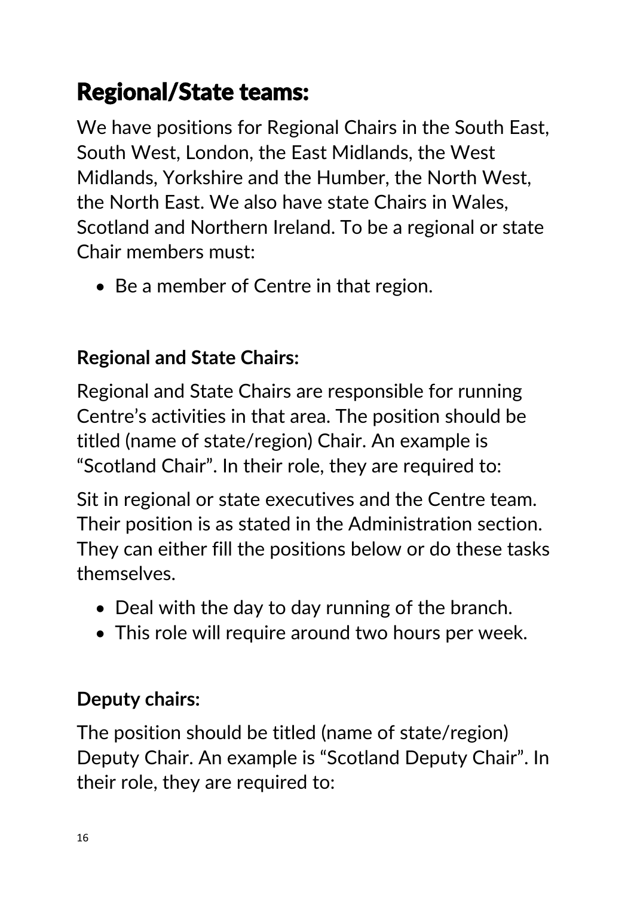## Regional/State teams:

We have positions for Regional Chairs in the South East, South West, London, the East Midlands, the West Midlands, Yorkshire and the Humber, the North West, the North East. We also have state Chairs in Wales, Scotland and Northern Ireland. To be a regional or state Chair members must:

- Be a member of Centre in that region.

### Regional and State Chairs:

Regional and State Chairs are responsible for running Centre's activities in that area. The position should be titled (name of state/region) Chair. An example is "Scotland Chair". In their role, they are required to:

Sit in regional or state executives and the Centre team. Their position is as stated in the Administration section. They can either fill the positions below or do these tasks themselves.

- Deal with the day to day running of the branch.
- This role will require around two hours per week.

### Deputy chairs:

The position should be titled (name of state/region) Deputy Chair. An example is "Scotland Deputy Chair". In their role, they are required to: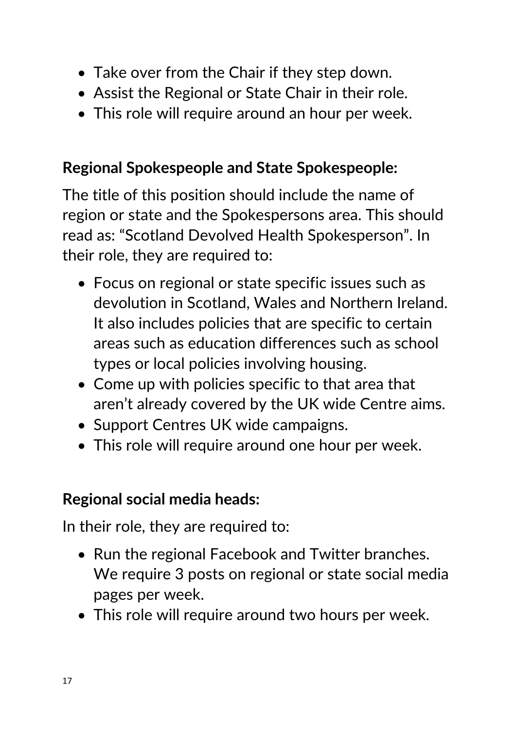- Take over from the Chair if they step down.
- Assist the Regional or State Chair in their role.
- This role will require around an hour per week.

**Regional Spokespeople and State Spokespeople:**

The title of this position should include the name of region or state and the Spokespersons area. This should read as: “Scotland Devolved Health Spokesperson”. In their role, they are required to:

- Focus on regional or state specific issues such as devolution in Scotland, Wales and Northern Ireland. It also includes policies that are specific to certain areas such as education differences such as school types or local policies involving housing.
- Come up with policies specific to that area that aren’t already covered by the UK wide Centre aims.
- Support Centres UK wide campaigns.
- This role will require around one hour per week.

**Regional social media heads:**

In their role, they are required to:

- Run the regional Facebook and Twitter branches. We require 3 posts on regional or state social media pages per week.
- This role will require around two hours per week.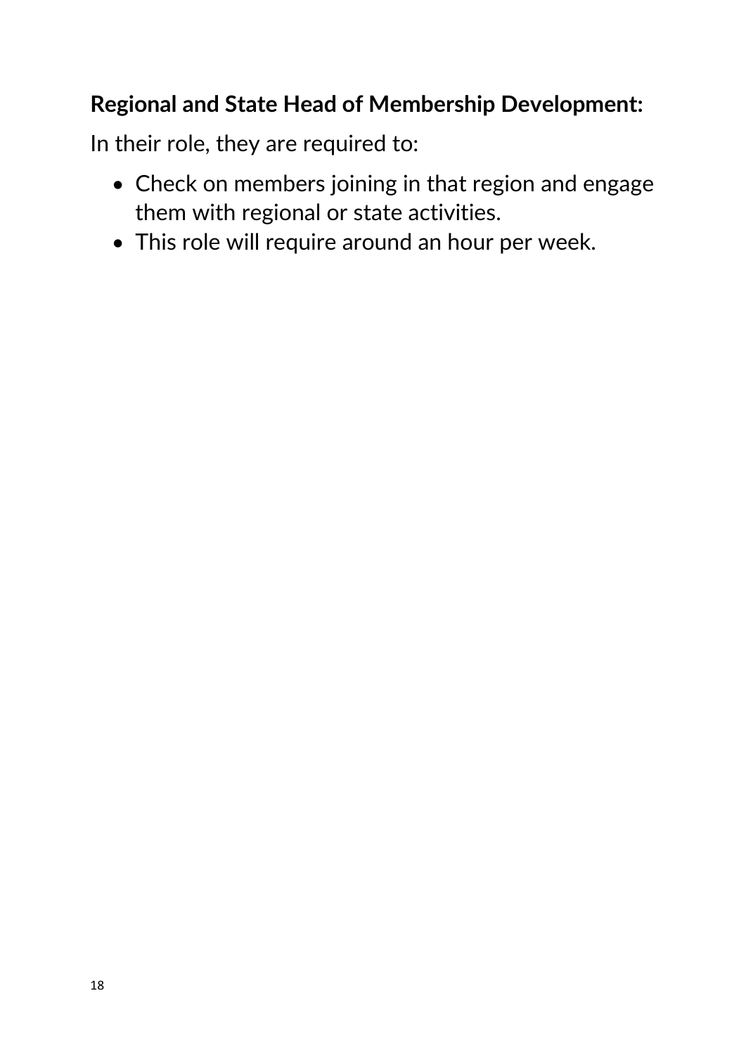**Regional and State Head of Membership Development:**

In their role, they are required to:

- Check on members joining in that region and engage them with regional or state activities.
- This role will require around an hour per week.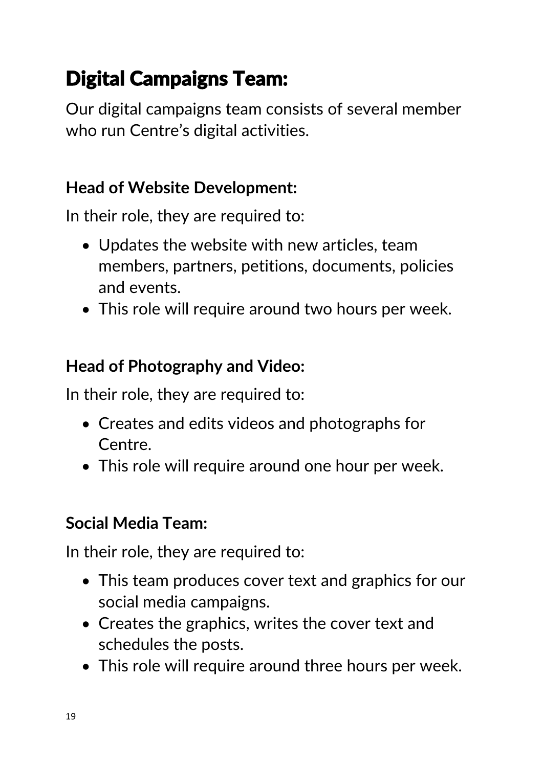## Digital Campaigns Team:

Our digital campaigns team consists of several member who run Centre's digital activities.

**Head of Website Development:**

In their role, they are required to:

- Updates the website with new articles, team members, partners, petitions, documents, policies and events.
- This role will require around two hours per week.

**Head of Photography and Video:**

In their role, they are required to:

- Creates and edits videos and photographs for Centre.
- This role will require around one hour per week.

**Social Media Team:**

In their role, they are required to:

- This team produces cover text and graphics for our social media campaigns.
- Creates the graphics, writes the cover text and schedules the posts.
- This role will require around three hours per week.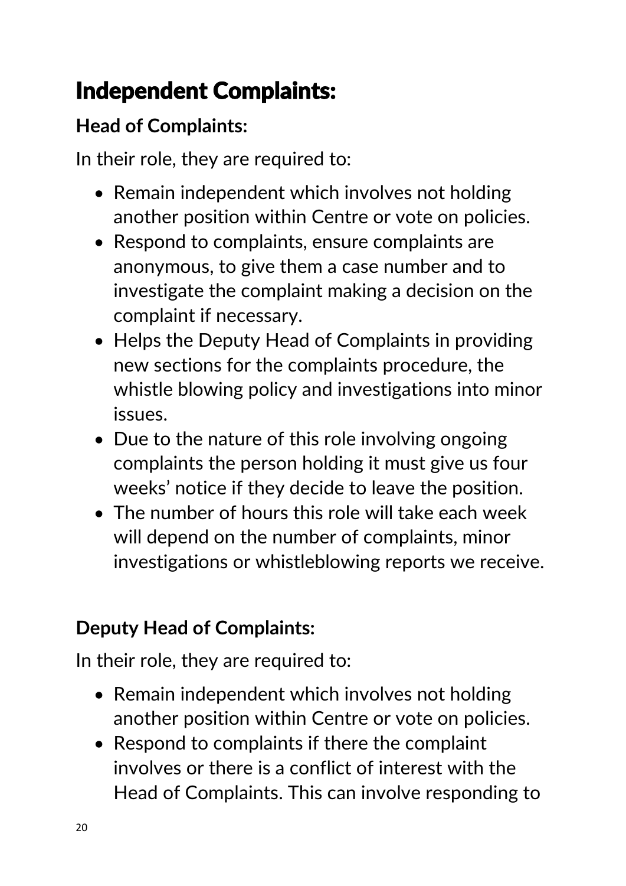# Independent Complaints:

**Head of Complaints:**

In their role, they are required to:

- Remain independent which involves not holding another position within Centre or vote on policies.
- Respond to complaints, ensure complaints are anonymous, to give them a case number and to investigate the complaint making a decision on the complaint if necessary.
- Helps the Deputy Head of Complaints in providing new sections for the complaints procedure, the whistle blowing policy and investigations into minor issues.
- Due to the nature of this role involving ongoing complaints the person holding it must give us four weeks' notice if they decide to leave the position.
- The number of hours this role will take each week will depend on the number of complaints, minor investigations or whistleblowing reports we receive.

**Deputy Head of Complaints:**

In their role, they are required to:

- Remain independent which involves not holding another position within Centre or vote on policies.
- Respond to complaints if there the complaint involves or there is a conflict of interest with the Head of Complaints. This can involve responding to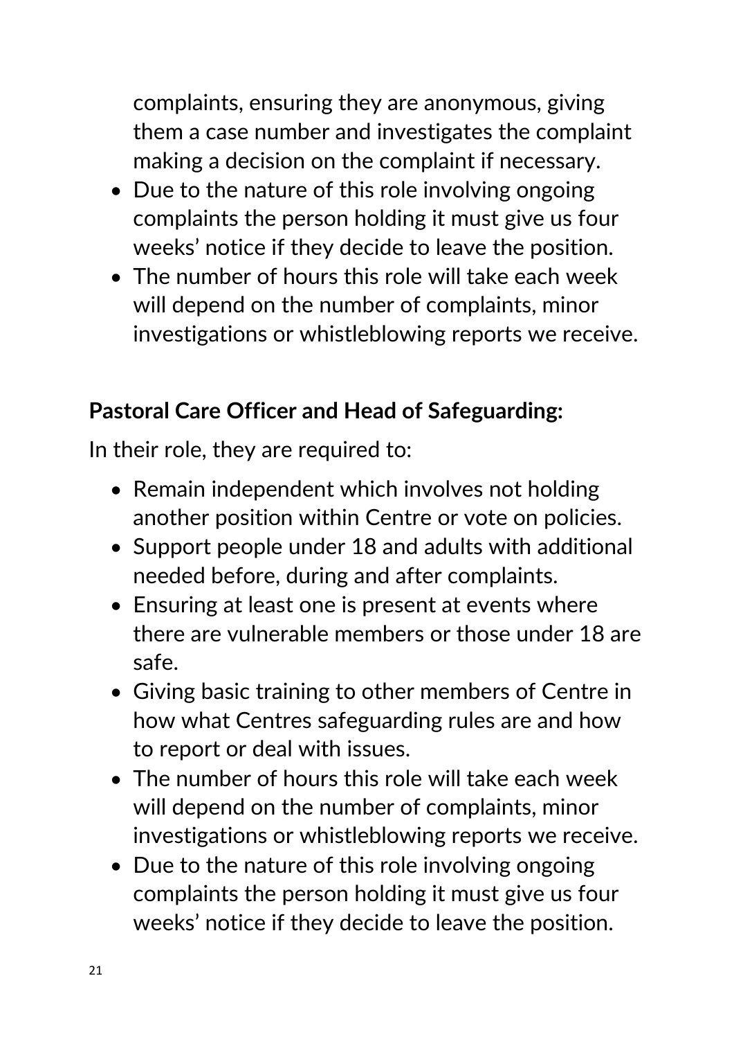complaints, ensuring they are anonymous, giving them a case number and investigates the complaint making a decision on the complaint if necessary.

- Due to the nature of this role involving ongoing complaints the person holding it must give us four weeks' notice if they decide to leave the position.
- The number of hours this role will take each week will depend on the number of complaints, minor investigations or whistleblowing reports we receive.

**Pastoral Care Officer and Head of Safeguarding:**

In their role, they are required to:

- Remain independent which involves not holding another position within Centre or vote on policies.
- Support people under 18 and adults with additional needed before, during and after complaints.
- Ensuring at least one is present at events where there are vulnerable members or those under 18 are safe.
- Giving basic training to other members of Centre in how what Centres safeguarding rules are and how to report or deal with issues.
- The number of hours this role will take each week will depend on the number of complaints, minor investigations or whistleblowing reports we receive.
- Due to the nature of this role involving ongoing complaints the person holding it must give us four weeks' notice if they decide to leave the position.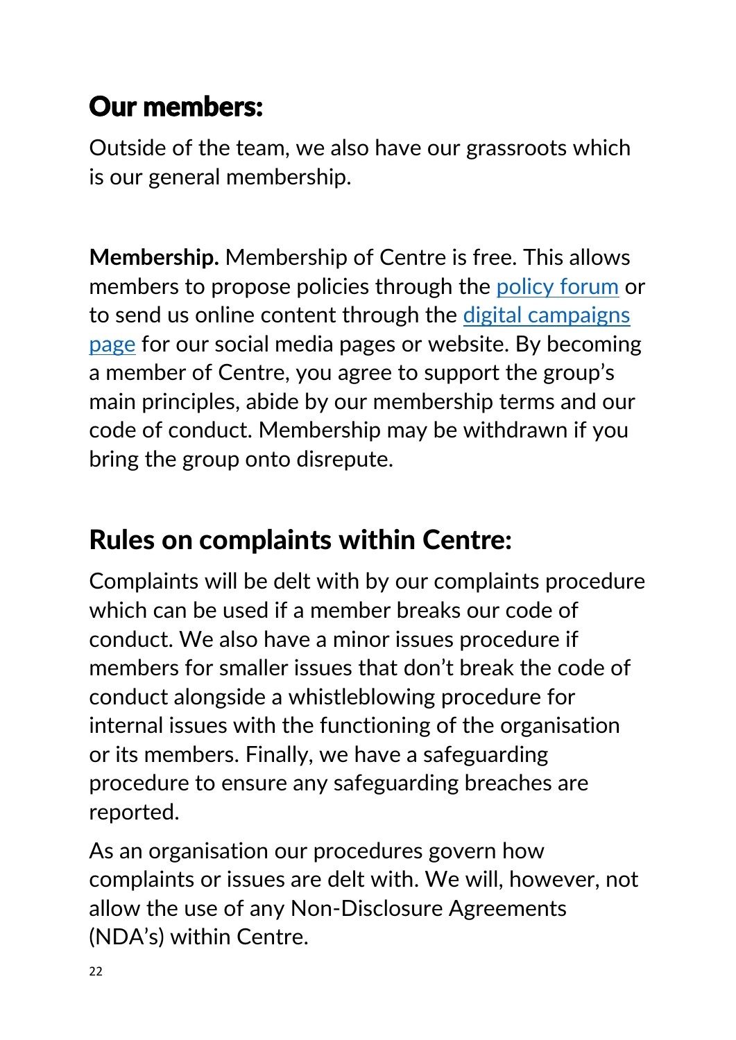## Our members:

Outside of the team, we also have our grassroots which is our general membership.

**Membership.** Membership of Centre is free. This allows members to propose policies through the policy forum or to send us online content through the digital campaigns page for our social media pages or website. By becoming a member of Centre, you agree to support the group's main principles, abide by our membership terms and our code of conduct. Membership may be withdrawn if you bring the group onto disrepute.

## Rules on complaints within Centre:

Complaints will be delt with by our complaints procedure which can be used if a member breaks our code of conduct. We also have a minor issues procedure if members for smaller issues that don't break the code of conduct alongside a whistleblowing procedure for internal issues with the functioning of the organisation or its members. Finally, we have a safeguarding procedure to ensure any safeguarding breaches are reported.

As an organisation our procedures govern how complaints or issues are delt with. We will, however, not allow the use of any Non-Disclosure Agreements (NDA's) within Centre.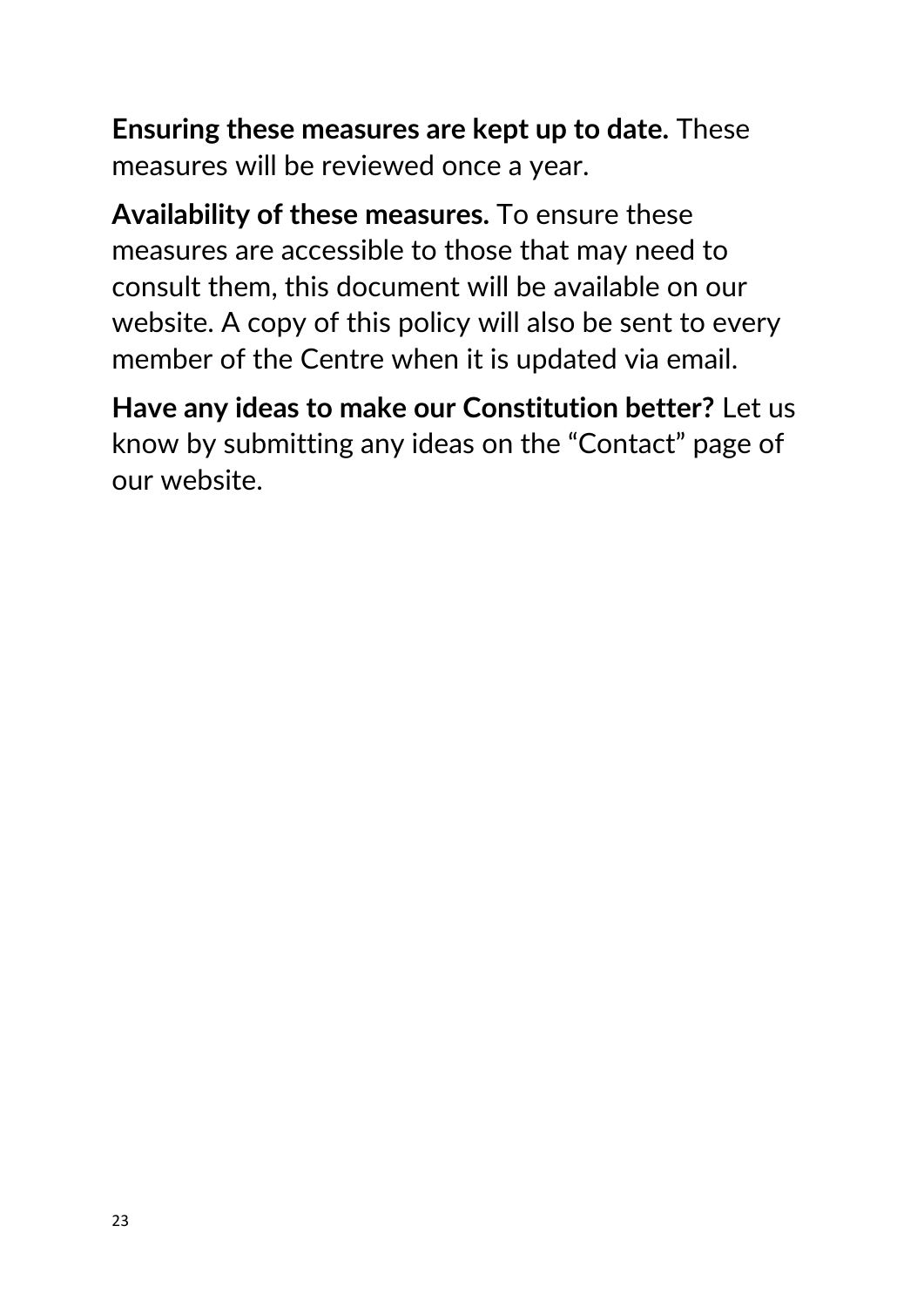**Ensuring these measures are kept up to date.** These measures will be reviewed once a year.

**Availability of these measures.** To ensure these measures are accessible to those that may need to consult them, this document will be available on our website. A copy of this policy will also be sent to every member of the Centre when it is updated via email.

**Have any ideas to make our Constitution better?** Let us know by submitting any ideas on the “Contact” page of our website.